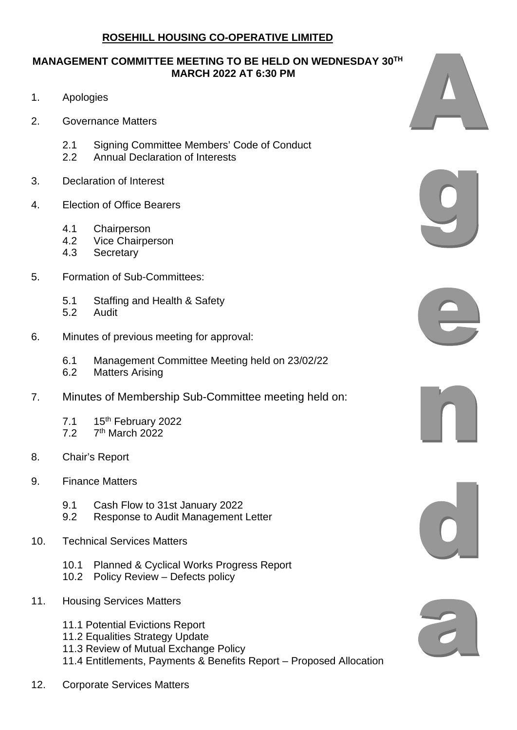# ROSEHILL HOUSING CO-OPERATIVE LIMITED

## MANAGEMENT COMMITTEE MEETING TO BE HELD ON WEDNESDAY 30TH MARCH 2022 AT 6:30 PM

1. Apologies

2. Governance Matters

   2.1 Signing Committee Members' Code of Conduct
   2.2 Annual Declaration of Interests

3. Declaration of Interest

4. Election of Office Bearers

   4.1 Chairperson
   4.2 Vice Chairperson
   4.3 Secretary

5. Formation of Sub-Committees:

   5.1 Staffing and Health & Safety
   5.2 Audit

6. Minutes of previous meeting for approval:

   6.1 Management Committee Meeting held on 23/02/22
   6.2 Matters Arising

7. Minutes of Membership Sub-Committee meeting held on:

   7.1 15th February 2022
   7.2 7th March 2022

8. Chair's Report

9. Finance Matters

   9.1 Cash Flow to 31st January 2022
   9.2 Response to Audit Management Letter

10. Technical Services Matters

    10.1 Planned & Cyclical Works Progress Report
    10.2 Policy Review – Defects policy

11. Housing Services Matters

    11.1 Potential Evictions Report
    11.2 Equalities Strategy Update
    11.3 Review of Mutual Exchange Policy
    11.4 Entitlements, Payments & Benefits Report – Proposed Allocation

12. Corporate Services Matters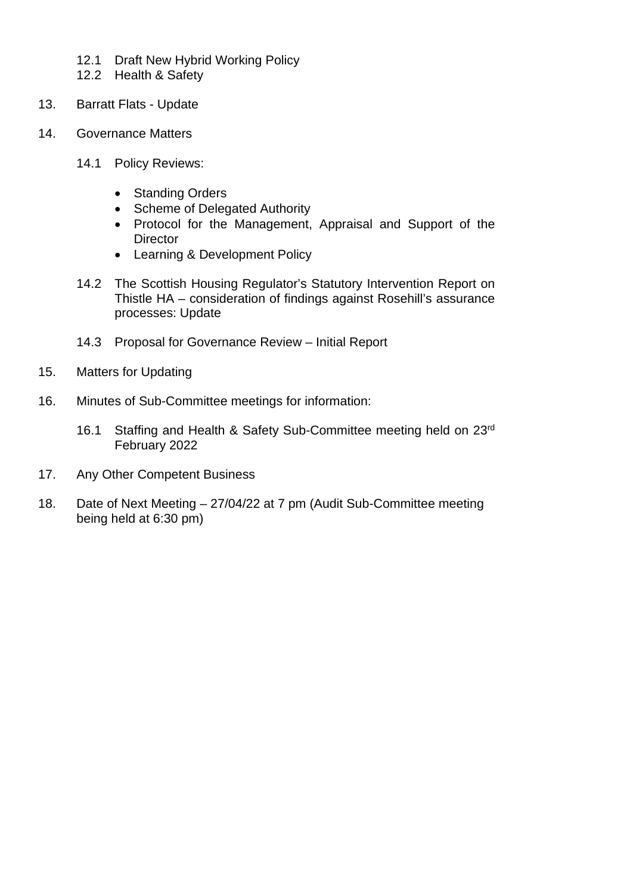12.1 Draft New Hybrid Working Policy
12.2 Health & Safety

13. Barratt Flats - Update

14. Governance Matters

    14.1 Policy Reviews:

    - Standing Orders
    - Scheme of Delegated Authority
    - Protocol for the Management, Appraisal and Support of the Director
    - Learning & Development Policy

    14.2 The Scottish Housing Regulator's Statutory Intervention Report on Thistle HA – consideration of findings against Rosehill's assurance processes: Update

    14.3 Proposal for Governance Review – Initial Report

15. Matters for Updating

16. Minutes of Sub-Committee meetings for information:

    16.1 Staffing and Health & Safety Sub-Committee meeting held on 23rd February 2022

17. Any Other Competent Business

18. Date of Next Meeting – 27/04/22 at 7 pm (Audit Sub-Committee meeting being held at 6:30 pm)